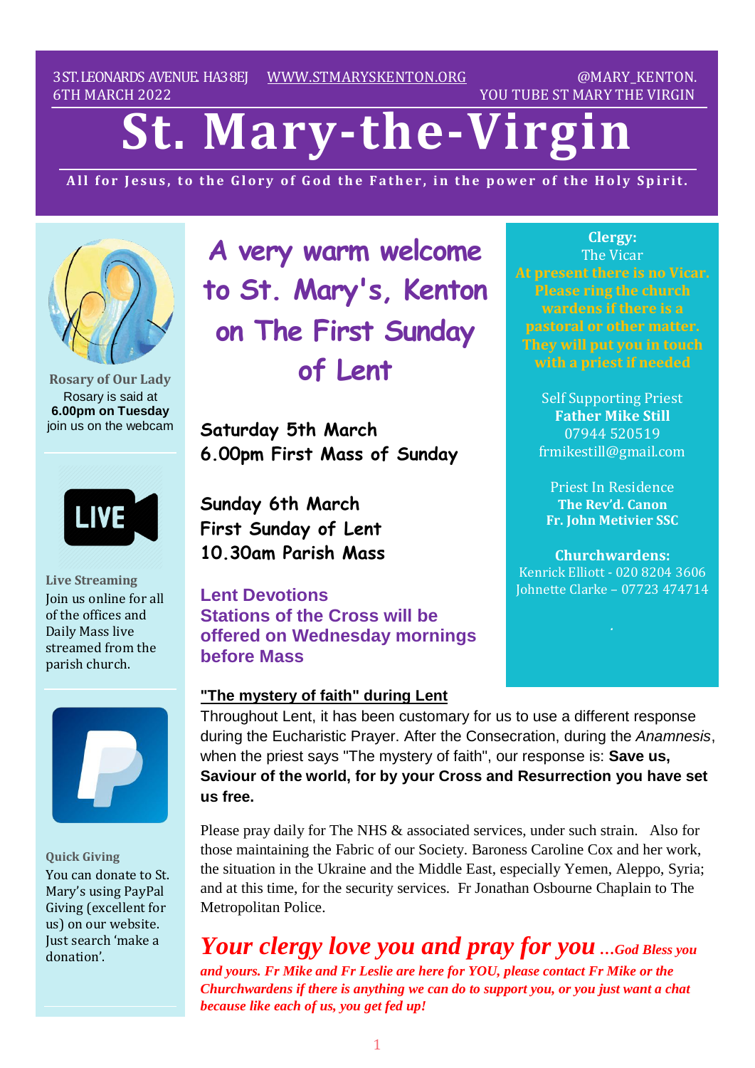3 ST. LEONARDS AVENUE. HA3 8EJ WWW.STMARYSKENTON.ORG @MARY_KENTON.
6TH MARCH 2022 YOU TUBE ST MARY THE VIRGIN

# St. Mary-the-Virgin

**All for Jesus, to the Glory of God the Father, in the power of the Holy Spirit.**

## A very warm welcome to St. Mary's, Kenton on The First Sunday of Lent

**Saturday 5th March**
**6.00pm First Mass of Sunday**

**Sunday 6th March**
**First Sunday of Lent**
**10.30am Parish Mass**

**Lent Devotions**
**Stations of the Cross will be offered on Wednesday mornings before Mass**

**"The mystery of faith" during Lent**

Throughout Lent, it has been customary for us to use a different response during the Eucharistic Prayer. After the Consecration, during the *Anamnesis*, when the priest says "The mystery of faith", our response is: **Save us, Saviour of the world, for by your Cross and Resurrection you have set us free.**

Please pray daily for The NHS & associated services, under such strain. Also for those maintaining the Fabric of our Society. Baroness Caroline Cox and her work, the situation in the Ukraine and the Middle East, especially Yemen, Aleppo, Syria; and at this time, for the security services. Fr Jonathan Osbourne Chaplain to The Metropolitan Police.

***Your clergy love you and pray for you** …God Bless you and yours. Fr Mike and Fr Leslie are here for YOU, please contact Fr Mike or the Churchwardens if there is anything we can do to support you, or you just want a chat because like each of us, you get fed up!*

**Rosary of Our Lady**
Rosary is said at **6.00pm on Tuesday** join us on the webcam

**Live Streaming**
Join us online for all of the offices and Daily Mass live streamed from the parish church.

**Quick Giving**
You can donate to St. Mary's using PayPal Giving (excellent for us) on our website. Just search 'make a donation'.

**Clergy:**
The Vicar
At present there is no Vicar. Please ring the church wardens if there is a pastoral or other matter. They will put you in touch with a priest if needed

Self Supporting Priest
**Father Mike Still**
07944 520519
frmikestill@gmail.com

Priest In Residence
**The Rev'd. Canon**
**Fr. John Metivier SSC**

**Churchwardens:**
Kenrick Elliott - 020 8204 3606
Johnette Clarke – 07723 474714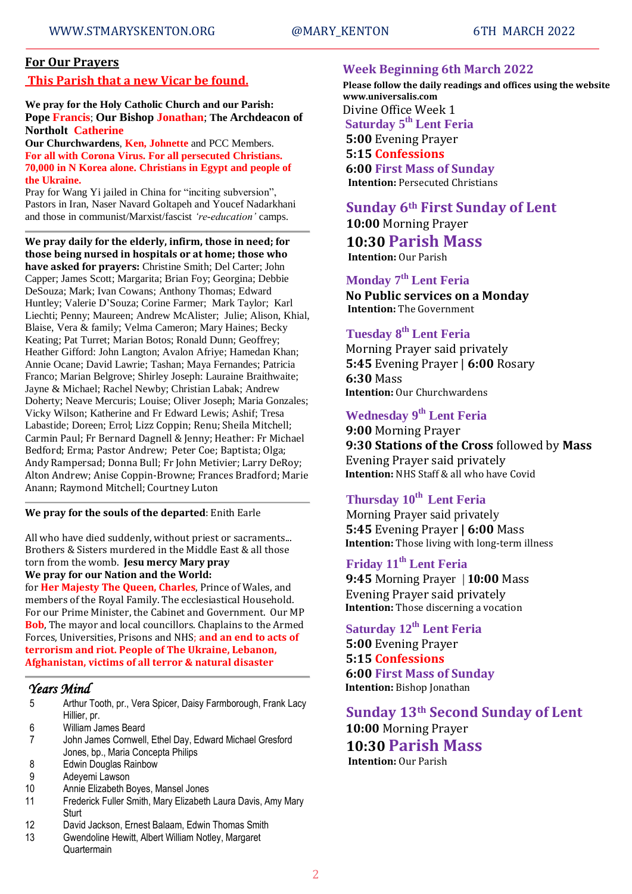## For Our Prayers

**This Parish that a new Vicar be found.**

**We pray for the Holy Catholic Church and our Parish: Pope Francis; Our Bishop Jonathan; The Archdeacon of Northolt Catherine**

**Our Churchwardens, Ken, Johnette** and PCC Members.

**For all with Corona Virus. For all persecuted Christians. 70,000 in N Korea alone. Christians in Egypt and people of the Ukraine.**

Pray for Wang Yi jailed in China for "inciting subversion", Pastors in Iran, Naser Navard Goltapeh and Youcef Nadarkhani and those in communist/Marxist/fascist *'re-education'* camps.

**We pray daily for the elderly, infirm, those in need; for those being nursed in hospitals or at home; those who have asked for prayers:** Christine Smith; Del Carter; John Capper; James Scott; Margarita; Brian Foy; Georgina; Debbie DeSouza; Mark; Ivan Cowans; Anthony Thomas; Edward Huntley; Valerie D'Souza; Corine Farmer; Mark Taylor; Karl Liechti; Penny; Maureen; Andrew McAlister; Julie; Alison, Khial, Blaise, Vera & family; Velma Cameron; Mary Haines; Becky Keating; Pat Turret; Marian Botos; Ronald Dunn; Geoffrey; Heather Gifford: John Langton; Avalon Afriye; Hamedan Khan; Annie Ocane; David Lawrie; Tashan; Maya Fernandes; Patricia Franco; Marian Belgrove; Shirley Joseph: Lauraine Braithwaite; Jayne & Michael; Rachel Newby; Christian Labak; Andrew Doherty; Neave Mercuris; Louise; Oliver Joseph; Maria Gonzales; Vicky Wilson; Katherine and Fr Edward Lewis; Ashif; Tresa Labastide; Doreen; Errol; Lizz Coppin; Renu; Sheila Mitchell; Carmin Paul; Fr Bernard Dagnell & Jenny; Heather: Fr Michael Bedford; Erma; Pastor Andrew; Peter Coe; Baptista; Olga; Andy Rampersad; Donna Bull; Fr John Metivier; Larry DeRoy; Alton Andrew; Anise Coppin-Browne; Frances Bradford; Marie Anann; Raymond Mitchell; Courtney Luton

**We pray for the souls of the departed**: Enith Earle

All who have died suddenly, without priest or sacraments... Brothers & Sisters murdered in the Middle East & all those torn from the womb. **Jesu mercy Mary pray**

**We pray for our Nation and the World:**

for **Her Majesty The Queen, Charles**, Prince of Wales, and members of the Royal Family. The ecclesiastical Household. For our Prime Minister, the Cabinet and Government. Our MP **Bob**, The mayor and local councillors. Chaplains to the Armed Forces, Universities, Prisons and NHS; **and an end to acts of terrorism and riot. People of The Ukraine, Lebanon, Afghanistan, victims of all terror & natural disaster**

### *Years Mind*

| | |
|---|---|
| 5 | Arthur Tooth, pr., Vera Spicer, Daisy Farmborough, Frank Lacy Hillier, pr. |
| 6 | William James Beard |
| 7 | John James Cornwell, Ethel Day, Edward Michael Gresford Jones, bp., Maria Concepta Philips |
| 8 | Edwin Douglas Rainbow |
| 9 | Adeyemi Lawson |
| 10 | Annie Elizabeth Boyes, Mansel Jones |
| 11 | Frederick Fuller Smith, Mary Elizabeth Laura Davis, Amy Mary Sturt |
| 12 | David Jackson, Ernest Balaam, Edwin Thomas Smith |
| 13 | Gwendoline Hewitt, Albert William Notley, Margaret Quartermain |

## Week Beginning 6th March 2022

**Please follow the daily readings and offices using the website www.universalis.com**

Divine Office Week 1

### Saturday 5th Lent Feria

**5:00** Evening Prayer
**5:15 Confessions**
**6:00 First Mass of Sunday**
**Intention:** Persecuted Christians

### Sunday 6th First Sunday of Lent

**10:00** Morning Prayer
**10:30 Parish Mass**
**Intention:** Our Parish

### Monday 7th Lent Feria

**No Public services on a Monday**
**Intention:** The Government

### Tuesday 8th Lent Feria

Morning Prayer said privately
**5:45** Evening Prayer | **6:00** Rosary
**6:30** Mass
**Intention:** Our Churchwardens

### Wednesday 9th Lent Feria

**9:00** Morning Prayer
**9:30 Stations of the Cross** followed by **Mass**
Evening Prayer said privately
**Intention:** NHS Staff & all who have Covid

### Thursday 10th Lent Feria

Morning Prayer said privately
**5:45** Evening Prayer **| 6:00** Mass
**Intention:** Those living with long-term illness

### Friday 11th Lent Feria

**9:45** Morning Prayer | **10:00** Mass
Evening Prayer said privately
**Intention:** Those discerning a vocation

### Saturday 12th Lent Feria

**5:00** Evening Prayer
**5:15 Confessions**
**6:00 First Mass of Sunday**
**Intention:** Bishop Jonathan

### Sunday 13th Second Sunday of Lent

**10:00** Morning Prayer
**10:30 Parish Mass**
**Intention:** Our Parish